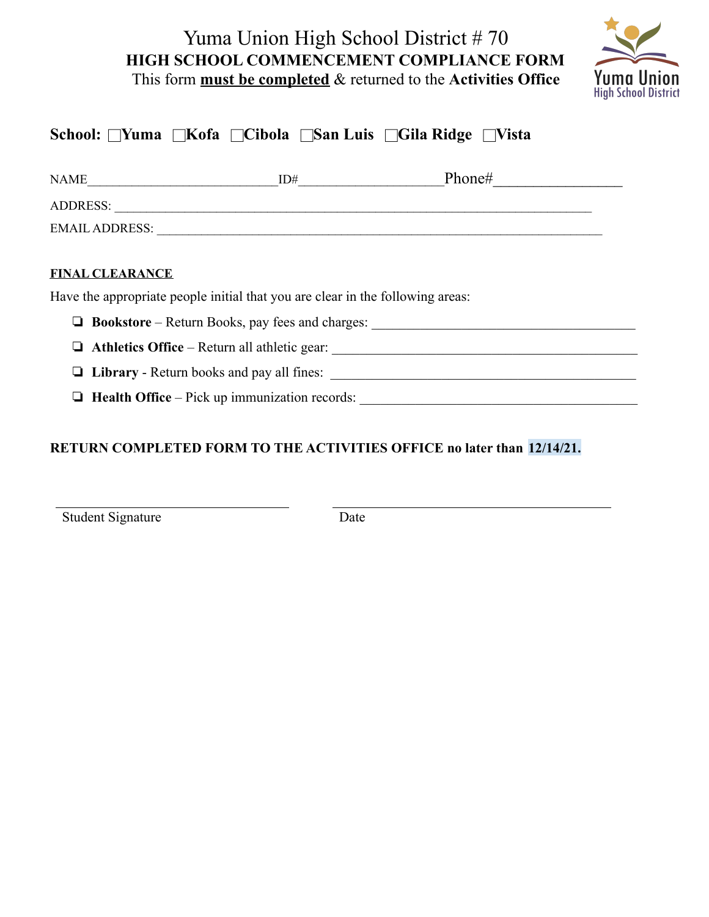# Yuma Union High School District # 70

## HIGH SCHOOL COMMENCEMENT COMPLIANCE FORM

This form **must be completed** & returned to the **Activities Office**

**School:** ☐**Yuma** ☐**Kofa** ☐**Cibola** ☐**San Luis** ☐**Gila Ridge** ☐**Vista**

NAME__________________________ID#____________________Phone#________________

ADDRESS: _____________________________________________________________________

EMAIL ADDRESS: _______________________________________________________________

**FINAL CLEARANCE**

Have the appropriate people initial that you are clear in the following areas:

- ❏ **Bookstore** – Return Books, pay fees and charges: ____________________________________
- ❏ **Athletics Office** – Return all athletic gear: ________________________________________
- ❏ **Library** - Return books and pay all fines: ________________________________________
- ❏ **Health Office** – Pick up immunization records: ____________________________________

**RETURN COMPLETED FORM TO THE ACTIVITIES OFFICE no later than 12/14/21.**

______________________________ ______________________________

Student Signature Date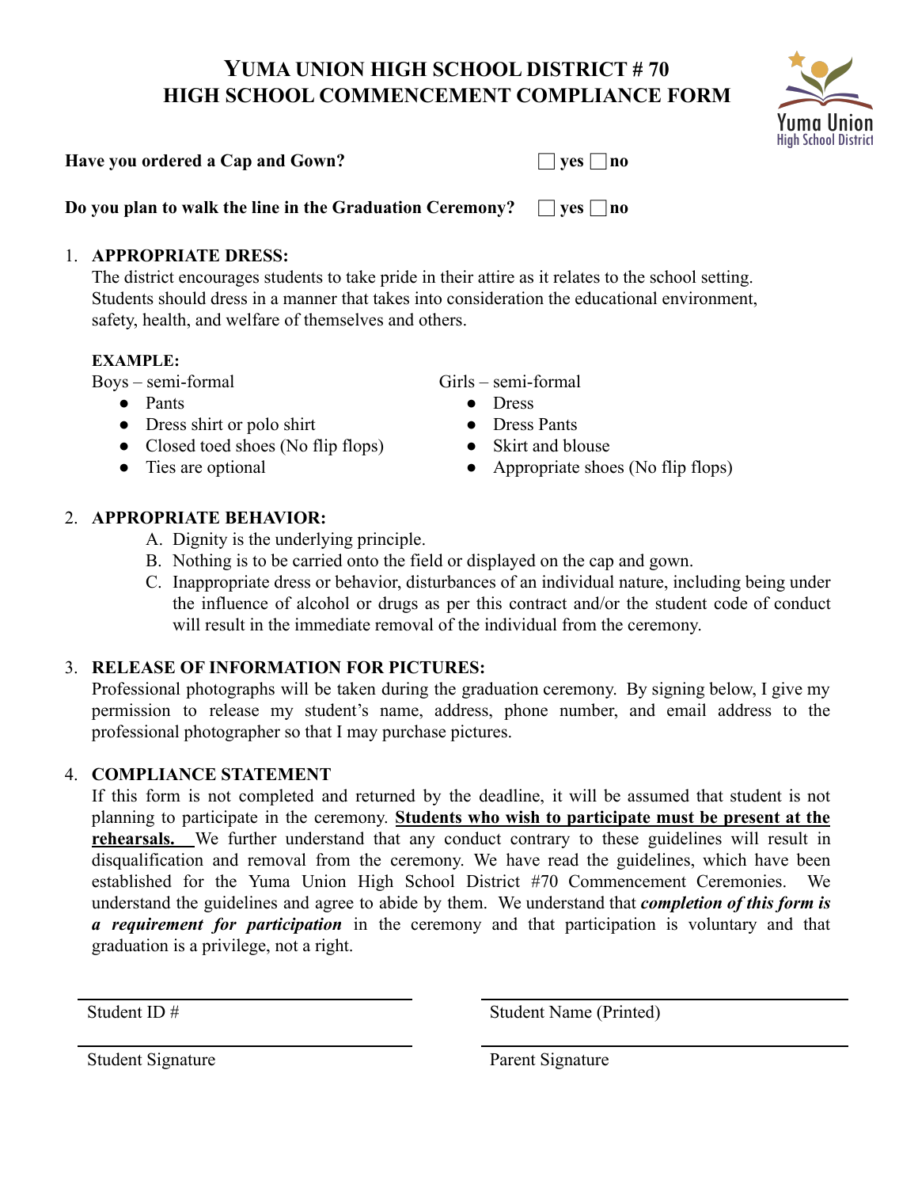# YUMA UNION HIGH SCHOOL DISTRICT # 70
# HIGH SCHOOL COMMENCEMENT COMPLIANCE FORM

**Have you ordered a Cap and Gown?** ☐ **yes** ☐ **no**

**Do you plan to walk the line in the Graduation Ceremony?** ☐ **yes** ☐ **no**

1. **APPROPRIATE DRESS:**
   The district encourages students to take pride in their attire as it relates to the school setting. Students should dress in a manner that takes into consideration the educational environment, safety, health, and welfare of themselves and others.

   **EXAMPLE:**

   Boys – semi-formal
   - Pants
   - Dress shirt or polo shirt
   - Closed toed shoes (No flip flops)
   - Ties are optional

   Girls – semi-formal
   - Dress
   - Dress Pants
   - Skirt and blouse
   - Appropriate shoes (No flip flops)

2. **APPROPRIATE BEHAVIOR:**
   A. Dignity is the underlying principle.
   B. Nothing is to be carried onto the field or displayed on the cap and gown.
   C. Inappropriate dress or behavior, disturbances of an individual nature, including being under the influence of alcohol or drugs as per this contract and/or the student code of conduct will result in the immediate removal of the individual from the ceremony.

3. **RELEASE OF INFORMATION FOR PICTURES:**
   Professional photographs will be taken during the graduation ceremony. By signing below, I give my permission to release my student's name, address, phone number, and email address to the professional photographer so that I may purchase pictures.

4. **COMPLIANCE STATEMENT**
   If this form is not completed and returned by the deadline, it will be assumed that student is not planning to participate in the ceremony. **Students who wish to participate must be present at the rehearsals.** We further understand that any conduct contrary to these guidelines will result in disqualification and removal from the ceremony. We have read the guidelines, which have been established for the Yuma Union High School District #70 Commencement Ceremonies. We understand the guidelines and agree to abide by them. We understand that ***completion of this form is a requirement for participation*** in the ceremony and that participation is voluntary and that graduation is a privilege, not a right.

| | |
|---|---|
| Student ID # | Student Name (Printed) |
| Student Signature | Parent Signature |